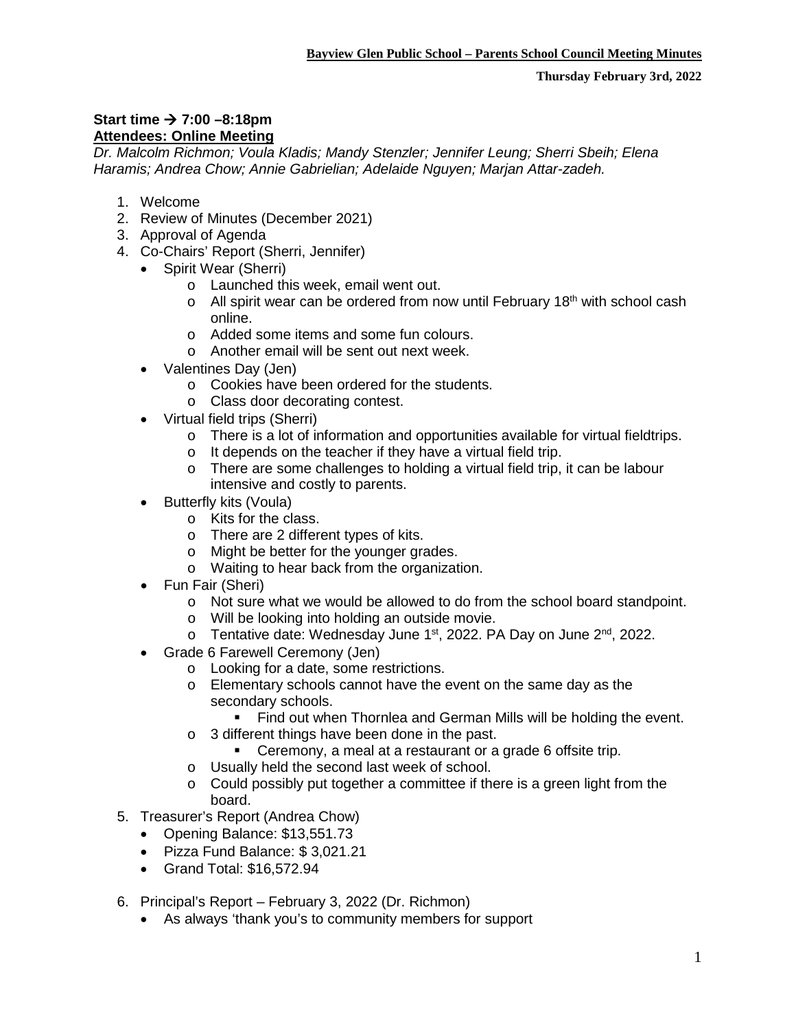**Bayview Glen Public School – Parents School Council Meeting Minutes**

**Thursday February 3rd, 2022**

**Start time → 7:00 –8:18pm**

**Attendees: Online Meeting**

*Dr. Malcolm Richmon; Voula Kladis; Mandy Stenzler; Jennifer Leung; Sherri Sbeih; Elena Haramis; Andrea Chow; Annie Gabrielian; Adelaide Nguyen; Marjan Attar-zadeh.*

1. Welcome
2. Review of Minutes (December 2021)
3. Approval of Agenda
4. Co-Chairs' Report (Sherri, Jennifer)
   - Spirit Wear (Sherri)
     - Launched this week, email went out.
     - All spirit wear can be ordered from now until February 18th with school cash online.
     - Added some items and some fun colours.
     - Another email will be sent out next week.
   - Valentines Day (Jen)
     - Cookies have been ordered for the students.
     - Class door decorating contest.
   - Virtual field trips (Sherri)
     - There is a lot of information and opportunities available for virtual fieldtrips.
     - It depends on the teacher if they have a virtual field trip.
     - There are some challenges to holding a virtual field trip, it can be labour intensive and costly to parents.
   - Butterfly kits (Voula)
     - Kits for the class.
     - There are 2 different types of kits.
     - Might be better for the younger grades.
     - Waiting to hear back from the organization.
   - Fun Fair (Sheri)
     - Not sure what we would be allowed to do from the school board standpoint.
     - Will be looking into holding an outside movie.
     - Tentative date: Wednesday June 1st, 2022. PA Day on June 2nd, 2022.
   - Grade 6 Farewell Ceremony (Jen)
     - Looking for a date, some restrictions.
     - Elementary schools cannot have the event on the same day as the secondary schools.
       - Find out when Thornlea and German Mills will be holding the event.
     - 3 different things have been done in the past.
       - Ceremony, a meal at a restaurant or a grade 6 offsite trip.
     - Usually held the second last week of school.
     - Could possibly put together a committee if there is a green light from the board.
5. Treasurer's Report (Andrea Chow)
   - Opening Balance: $13,551.73
   - Pizza Fund Balance: $ 3,021.21
   - Grand Total: $16,572.94
6. Principal's Report – February 3, 2022 (Dr. Richmon)
   - As always 'thank you's to community members for support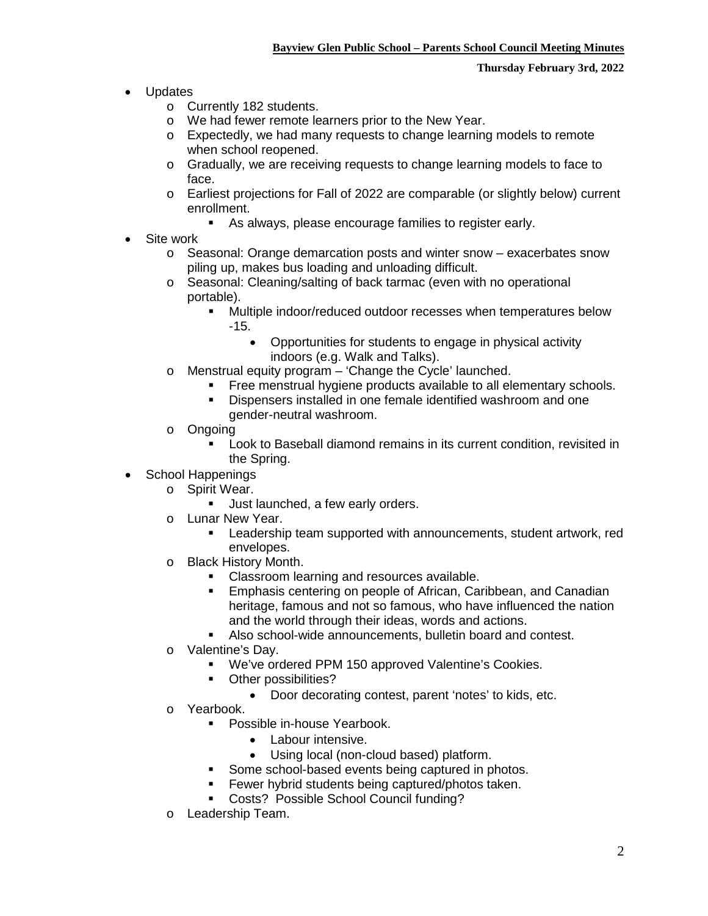- Updates
  - Currently 182 students.
  - We had fewer remote learners prior to the New Year.
  - Expectedly, we had many requests to change learning models to remote when school reopened.
  - Gradually, we are receiving requests to change learning models to face to face.
  - Earliest projections for Fall of 2022 are comparable (or slightly below) current enrollment.
    - As always, please encourage families to register early.
- Site work
  - Seasonal: Orange demarcation posts and winter snow – exacerbates snow piling up, makes bus loading and unloading difficult.
  - Seasonal: Cleaning/salting of back tarmac (even with no operational portable).
    - Multiple indoor/reduced outdoor recesses when temperatures below -15.
      - Opportunities for students to engage in physical activity indoors (e.g. Walk and Talks).
  - Menstrual equity program – 'Change the Cycle' launched.
    - Free menstrual hygiene products available to all elementary schools.
    - Dispensers installed in one female identified washroom and one gender-neutral washroom.
  - Ongoing
    - Look to Baseball diamond remains in its current condition, revisited in the Spring.
- School Happenings
  - Spirit Wear.
    - Just launched, a few early orders.
  - Lunar New Year.
    - Leadership team supported with announcements, student artwork, red envelopes.
  - Black History Month.
    - Classroom learning and resources available.
    - Emphasis centering on people of African, Caribbean, and Canadian heritage, famous and not so famous, who have influenced the nation and the world through their ideas, words and actions.
    - Also school-wide announcements, bulletin board and contest.
  - Valentine's Day.
    - We've ordered PPM 150 approved Valentine's Cookies.
    - Other possibilities?
      - Door decorating contest, parent 'notes' to kids, etc.
  - Yearbook.
    - Possible in-house Yearbook.
      - Labour intensive.
      - Using local (non-cloud based) platform.
    - Some school-based events being captured in photos.
    - Fewer hybrid students being captured/photos taken.
    - Costs? Possible School Council funding?
  - Leadership Team.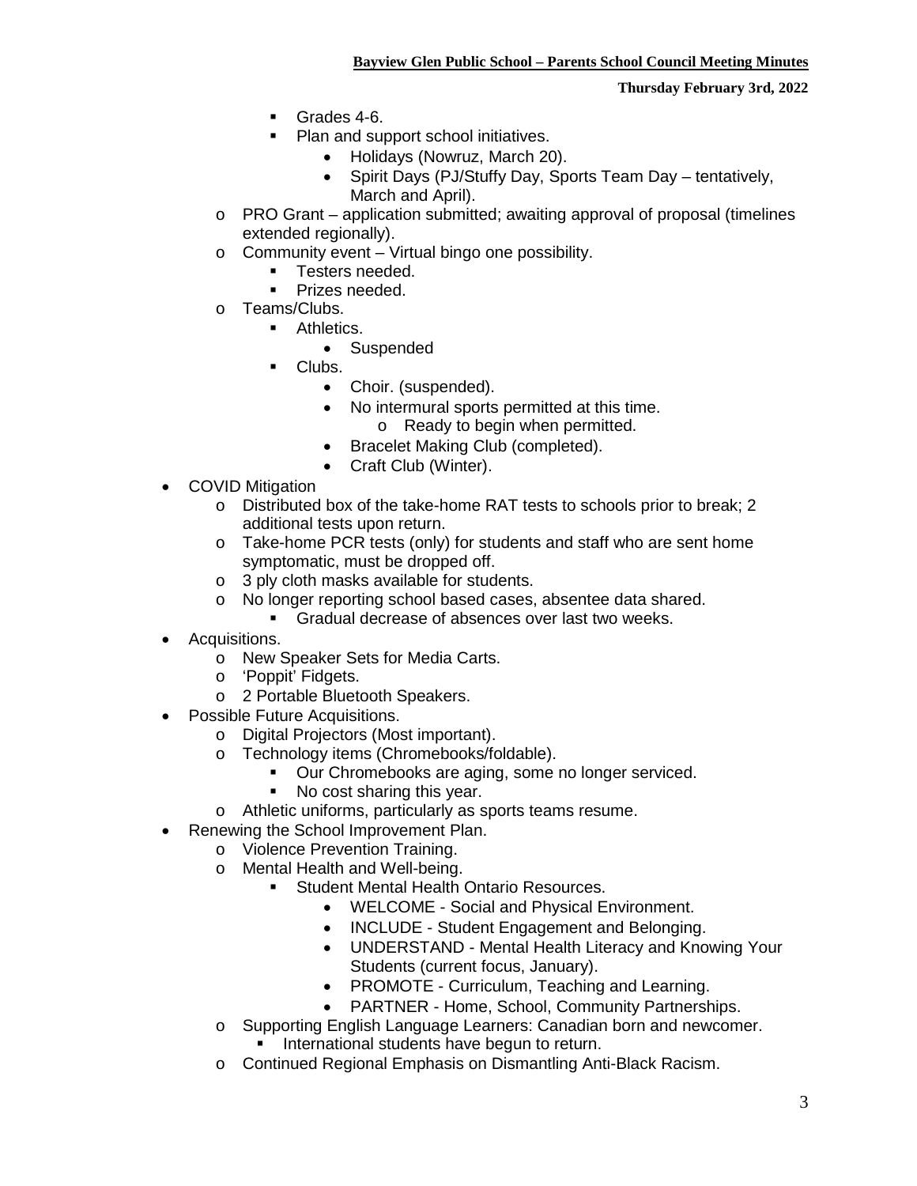- Grades 4-6.
        - Plan and support school initiatives.
            - Holidays (Nowruz, March 20).
            - Spirit Days (PJ/Stuffy Day, Sports Team Day – tentatively, March and April).
    - PRO Grant – application submitted; awaiting approval of proposal (timelines extended regionally).
    - Community event – Virtual bingo one possibility.
        - Testers needed.
        - Prizes needed.
    - Teams/Clubs.
        - Athletics.
            - Suspended
        - Clubs.
            - Choir. (suspended).
            - No intermural sports permitted at this time.
                - Ready to begin when permitted.
            - Bracelet Making Club (completed).
            - Craft Club (Winter).
- COVID Mitigation
    - Distributed box of the take-home RAT tests to schools prior to break; 2 additional tests upon return.
    - Take-home PCR tests (only) for students and staff who are sent home symptomatic, must be dropped off.
    - 3 ply cloth masks available for students.
    - No longer reporting school based cases, absentee data shared.
        - Gradual decrease of absences over last two weeks.
- Acquisitions.
    - New Speaker Sets for Media Carts.
    - 'Poppit' Fidgets.
    - 2 Portable Bluetooth Speakers.
- Possible Future Acquisitions.
    - Digital Projectors (Most important).
    - Technology items (Chromebooks/foldable).
        - Our Chromebooks are aging, some no longer serviced.
        - No cost sharing this year.
    - Athletic uniforms, particularly as sports teams resume.
- Renewing the School Improvement Plan.
    - Violence Prevention Training.
    - Mental Health and Well-being.
        - Student Mental Health Ontario Resources.
            - WELCOME - Social and Physical Environment.
            - INCLUDE - Student Engagement and Belonging.
            - UNDERSTAND - Mental Health Literacy and Knowing Your Students (current focus, January).
            - PROMOTE - Curriculum, Teaching and Learning.
            - PARTNER - Home, School, Community Partnerships.
    - Supporting English Language Learners: Canadian born and newcomer.
        - International students have begun to return.
    - Continued Regional Emphasis on Dismantling Anti-Black Racism.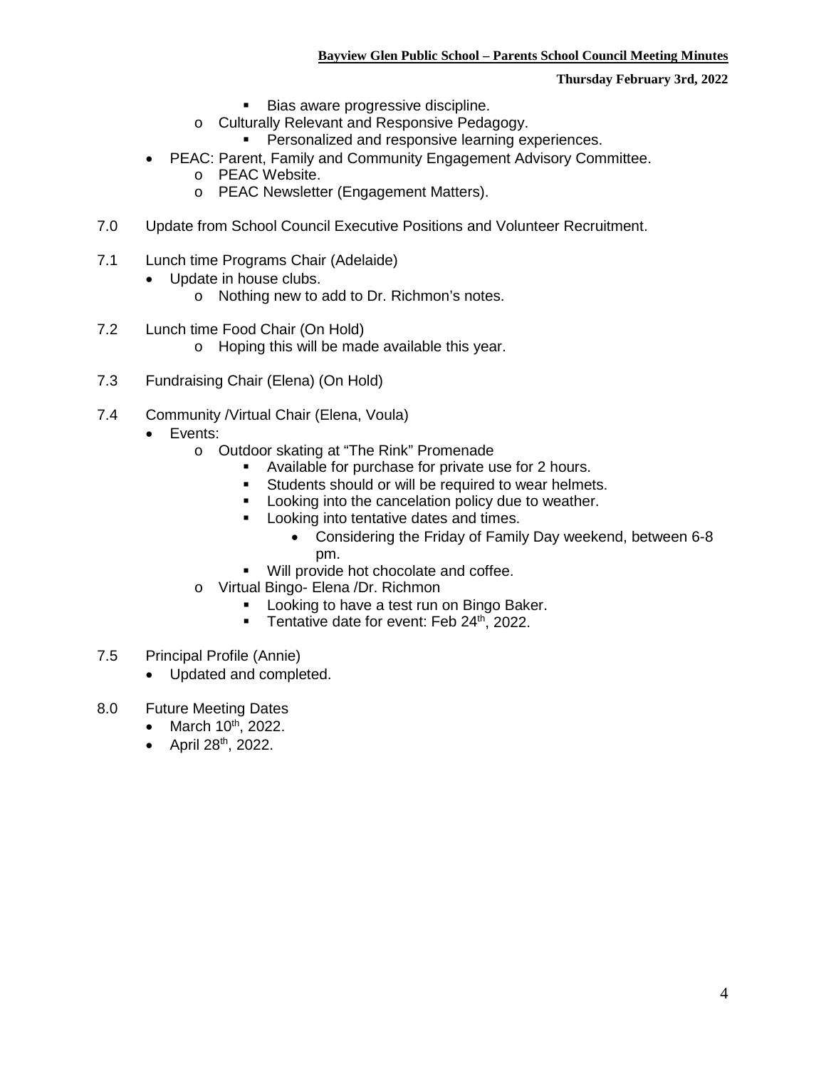- Bias aware progressive discipline.
    - Culturally Relevant and Responsive Pedagogy.
        - Personalized and responsive learning experiences.
- PEAC: Parent, Family and Community Engagement Advisory Committee.
    - PEAC Website.
    - PEAC Newsletter (Engagement Matters).

7.0 Update from School Council Executive Positions and Volunteer Recruitment.

7.1 Lunch time Programs Chair (Adelaide)

- Update in house clubs.
    - Nothing new to add to Dr. Richmon's notes.

7.2 Lunch time Food Chair (On Hold)

- Hoping this will be made available this year.

7.3 Fundraising Chair (Elena) (On Hold)

7.4 Community /Virtual Chair (Elena, Voula)

- Events:
    - Outdoor skating at "The Rink" Promenade
        - Available for purchase for private use for 2 hours.
        - Students should or will be required to wear helmets.
        - Looking into the cancelation policy due to weather.
        - Looking into tentative dates and times.
            - Considering the Friday of Family Day weekend, between 6-8 pm.
        - Will provide hot chocolate and coffee.
    - Virtual Bingo- Elena /Dr. Richmon
        - Looking to have a test run on Bingo Baker.
        - Tentative date for event: Feb 24th, 2022.

7.5 Principal Profile (Annie)

- Updated and completed.

8.0 Future Meeting Dates

- March 10th, 2022.
- April 28th, 2022.